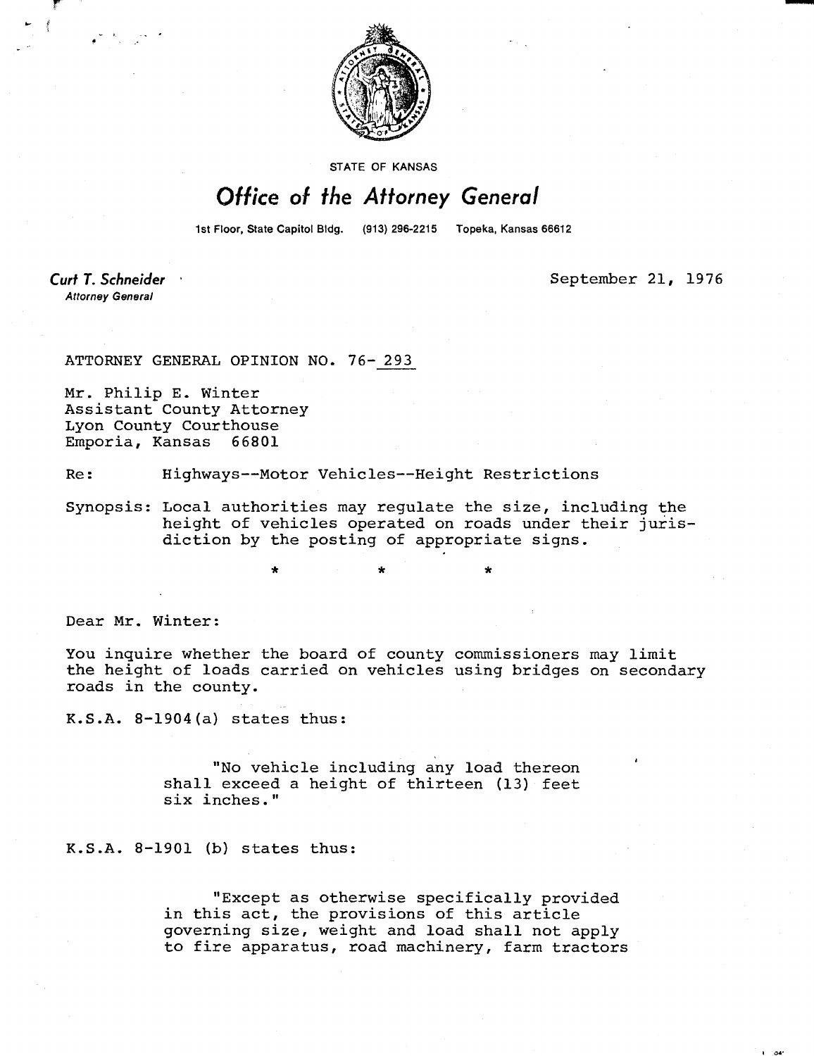STATE OF KANSAS

# Office of the Attorney General

1st Floor, State Capitol Bldg. (913) 296-2215 Topeka, Kansas 66612

**Curt T. Schneider**
Attorney General

September 21, 1976

ATTORNEY GENERAL OPINION NO. 76-293

Mr. Philip E. Winter
Assistant County Attorney
Lyon County Courthouse
Emporia, Kansas 66801

Re: Highways--Motor Vehicles--Height Restrictions

Synopsis: Local authorities may regulate the size, including the height of vehicles operated on roads under their jurisdiction by the posting of appropriate signs.

\* \* \*

Dear Mr. Winter:

You inquire whether the board of county commissioners may limit the height of loads carried on vehicles using bridges on secondary roads in the county.

K.S.A. 8-1904(a) states thus:

> "No vehicle including any load thereon shall exceed a height of thirteen (13) feet six inches."

K.S.A. 8-1901 (b) states thus:

> "Except as otherwise specifically provided in this act, the provisions of this article governing size, weight and load shall not apply to fire apparatus, road machinery, farm tractors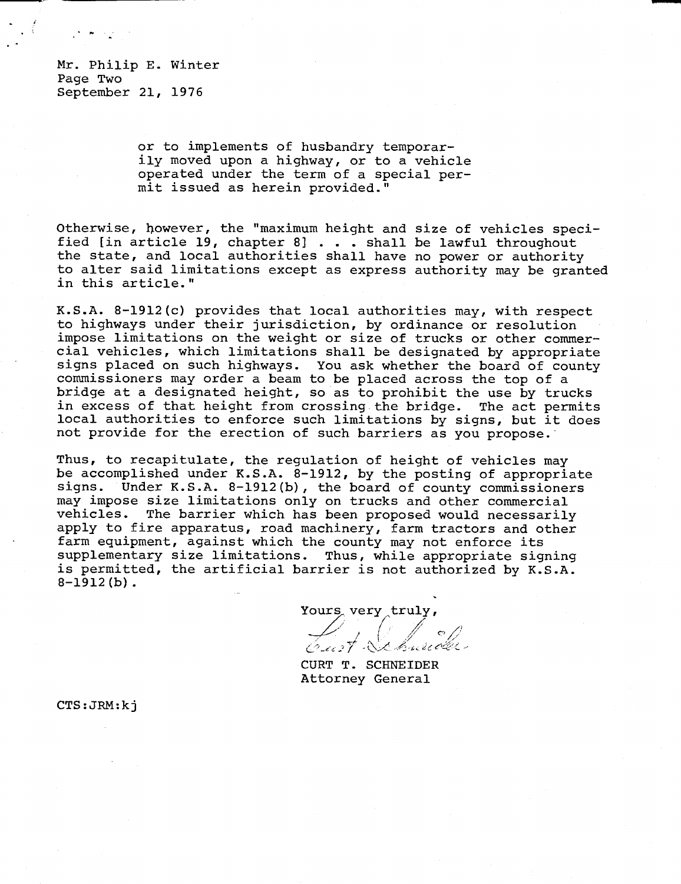Mr. Philip E. Winter
Page Two
September 21, 1976

> or to implements of husbandry temporarily moved upon a highway, or to a vehicle operated under the term of a special permit issued as herein provided."

Otherwise, however, the "maximum height and size of vehicles specified [in article 19, chapter 8] . . . shall be lawful throughout the state, and local authorities shall have no power or authority to alter said limitations except as express authority may be granted in this article."

K.S.A. 8-1912(c) provides that local authorities may, with respect to highways under their jurisdiction, by ordinance or resolution impose limitations on the weight or size of trucks or other commercial vehicles, which limitations shall be designated by appropriate signs placed on such highways. You ask whether the board of county commissioners may order a beam to be placed across the top of a bridge at a designated height, so as to prohibit the use by trucks in excess of that height from crossing the bridge. The act permits local authorities to enforce such limitations by signs, but it does not provide for the erection of such barriers as you propose.

Thus, to recapitulate, the regulation of height of vehicles may be accomplished under K.S.A. 8-1912, by the posting of appropriate signs. Under K.S.A. 8-1912(b), the board of county commissioners may impose size limitations only on trucks and other commercial vehicles. The barrier which has been proposed would necessarily apply to fire apparatus, road machinery, farm tractors and other farm equipment, against which the county may not enforce its supplementary size limitations. Thus, while appropriate signing is permitted, the artificial barrier is not authorized by K.S.A. 8-1912(b).

Yours very truly,

CURT T. SCHNEIDER
Attorney General

CTS:JRM:kj